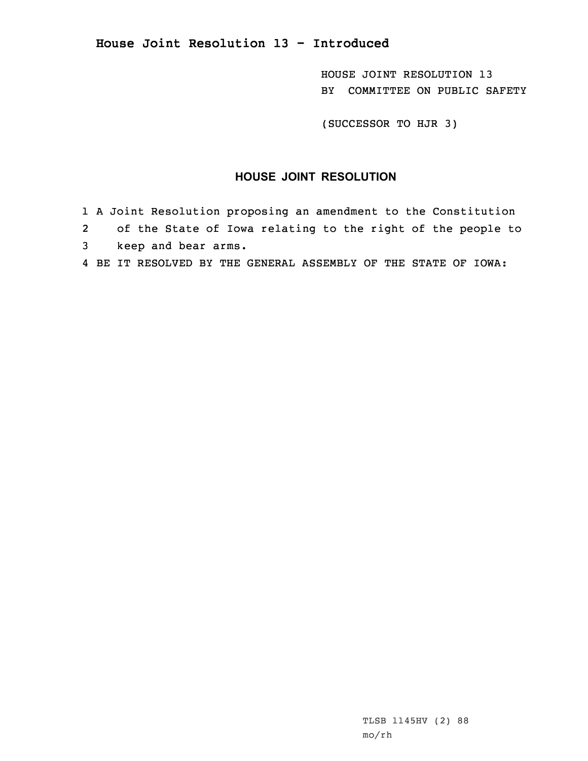# House Joint Resolution 13 - Introduced

HOUSE JOINT RESOLUTION 13
BY COMMITTEE ON PUBLIC SAFETY

(SUCCESSOR TO HJR 3)

## HOUSE JOINT RESOLUTION

1 A Joint Resolution proposing an amendment to the Constitution
2 of the State of Iowa relating to the right of the people to
3 keep and bear arms.
4 BE IT RESOLVED BY THE GENERAL ASSEMBLY OF THE STATE OF IOWA:

TLSB 1145HV (2) 88
mo/rh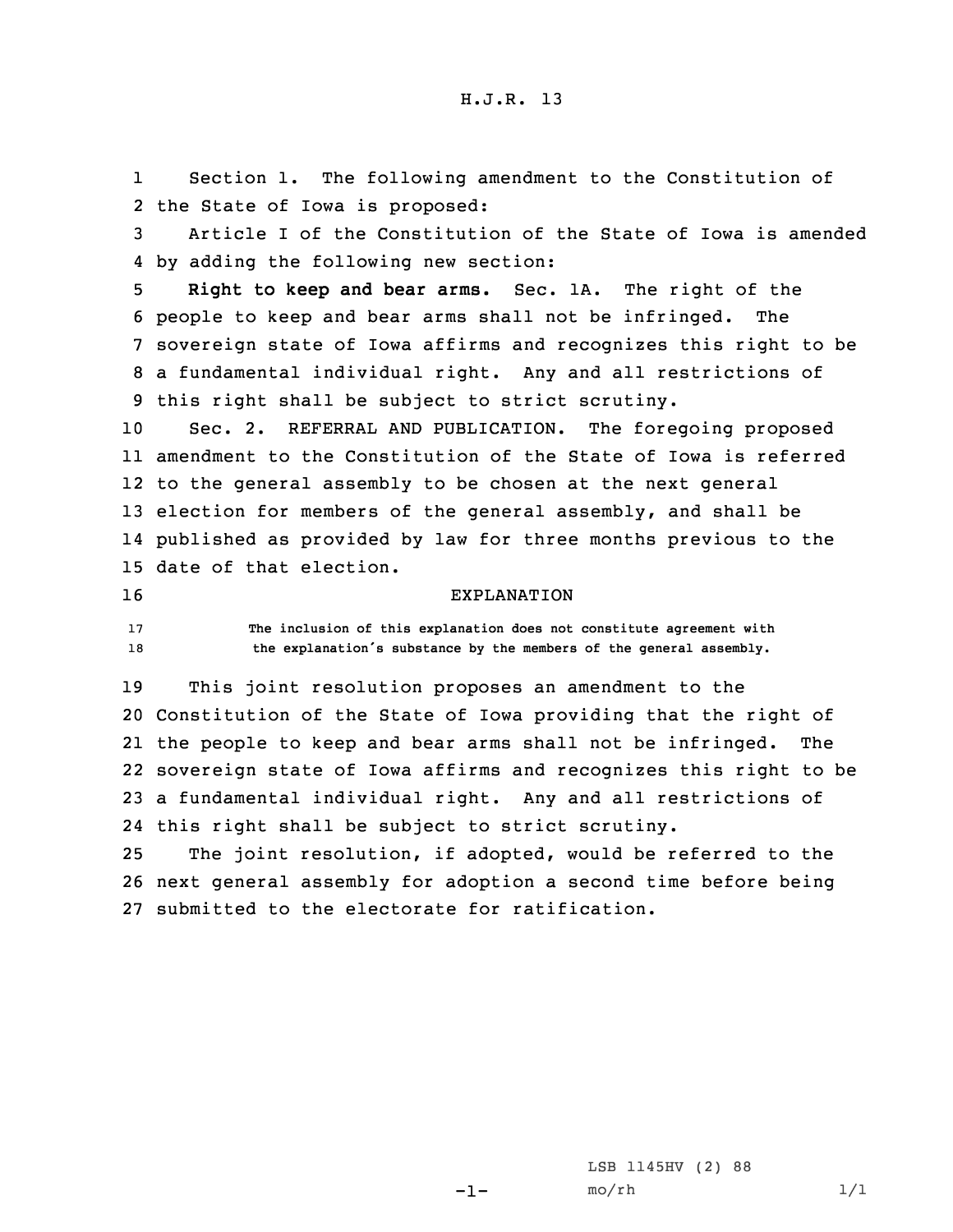# H.J.R. 13

Section 1. The following amendment to the Constitution of the State of Iowa is proposed:

Article I of the Constitution of the State of Iowa is amended by adding the following new section:

**Right to keep and bear arms.** Sec. 1A. The right of the people to keep and bear arms shall not be infringed. The sovereign state of Iowa affirms and recognizes this right to be a fundamental individual right. Any and all restrictions of this right shall be subject to strict scrutiny.

Sec. 2. REFERRAL AND PUBLICATION. The foregoing proposed amendment to the Constitution of the State of Iowa is referred to the general assembly to be chosen at the next general election for members of the general assembly, and shall be published as provided by law for three months previous to the date of that election.

## EXPLANATION

**The inclusion of this explanation does not constitute agreement with the explanation's substance by the members of the general assembly.**

This joint resolution proposes an amendment to the Constitution of the State of Iowa providing that the right of the people to keep and bear arms shall not be infringed. The sovereign state of Iowa affirms and recognizes this right to be a fundamental individual right. Any and all restrictions of this right shall be subject to strict scrutiny.

The joint resolution, if adopted, would be referred to the next general assembly for adoption a second time before being submitted to the electorate for ratification.

LSB 1145HV (2) 88
mo/rh